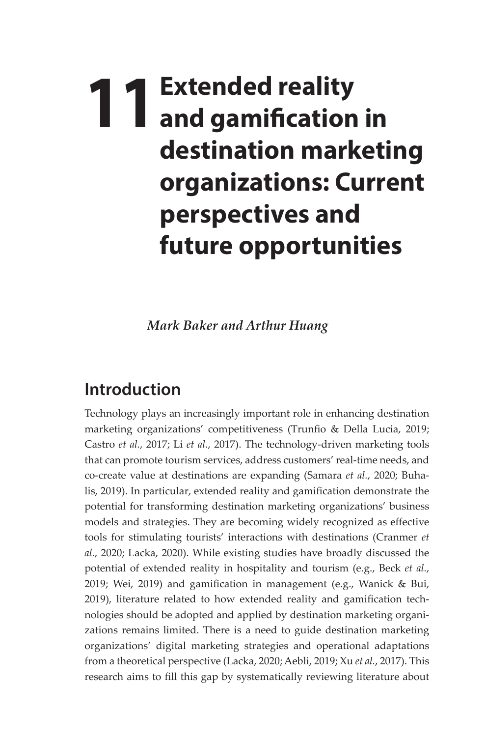# 11 Extended reality and gamification in destination marketing organizations: Current perspectives and future opportunities

*Mark Baker and Arthur Huang*

## Introduction

Technology plays an increasingly important role in enhancing destination marketing organizations' competitiveness (Trunfio & Della Lucia, 2019; Castro *et al.*, 2017; Li *et al.*, 2017). The technology-driven marketing tools that can promote tourism services, address customers' real-time needs, and co-create value at destinations are expanding (Samara *et al.*, 2020; Buhalis, 2019). In particular, extended reality and gamification demonstrate the potential for transforming destination marketing organizations' business models and strategies. They are becoming widely recognized as effective tools for stimulating tourists' interactions with destinations (Cranmer *et al.*, 2020; Lacka, 2020). While existing studies have broadly discussed the potential of extended reality in hospitality and tourism (e.g., Beck *et al.*, 2019; Wei, 2019) and gamification in management (e.g., Wanick & Bui, 2019), literature related to how extended reality and gamification technologies should be adopted and applied by destination marketing organizations remains limited. There is a need to guide destination marketing organizations' digital marketing strategies and operational adaptations from a theoretical perspective (Lacka, 2020; Aebli, 2019; Xu *et al.*, 2017). This research aims to fill this gap by systematically reviewing literature about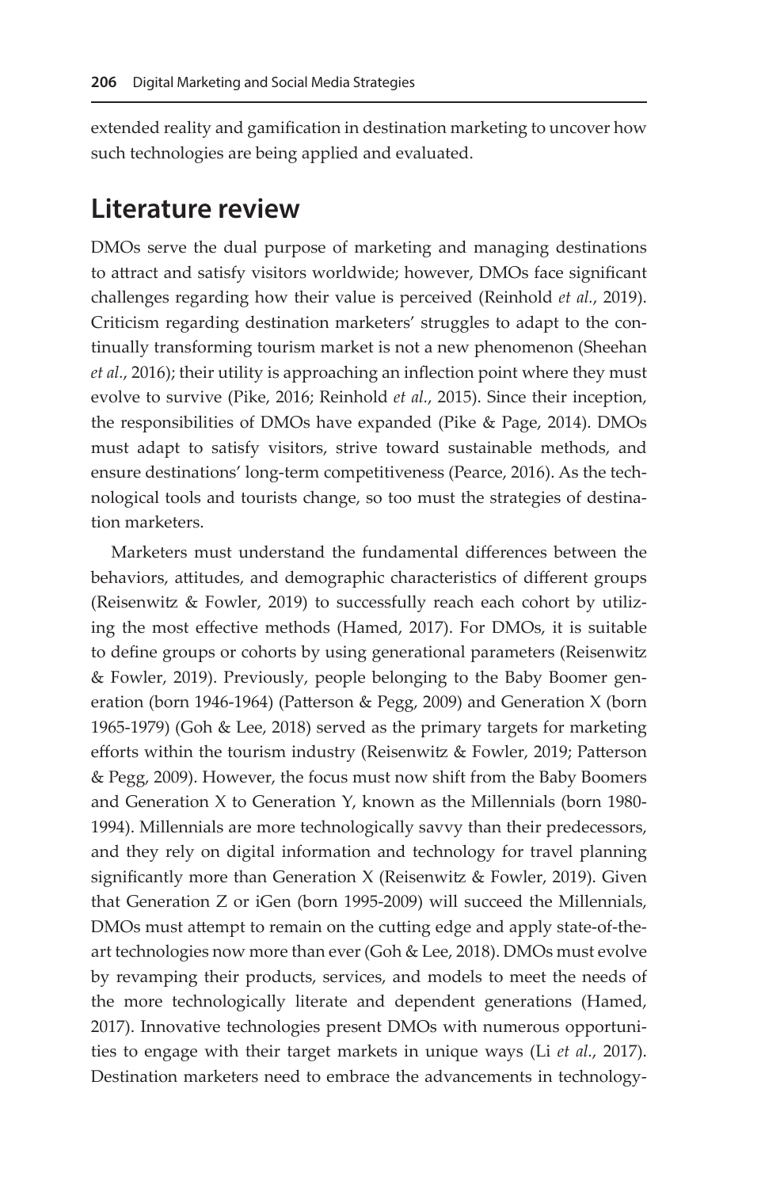extended reality and gamification in destination marketing to uncover how such technologies are being applied and evaluated.

## Literature review

DMOs serve the dual purpose of marketing and managing destinations to attract and satisfy visitors worldwide; however, DMOs face significant challenges regarding how their value is perceived (Reinhold *et al.*, 2019). Criticism regarding destination marketers' struggles to adapt to the continually transforming tourism market is not a new phenomenon (Sheehan *et al.*, 2016); their utility is approaching an inflection point where they must evolve to survive (Pike, 2016; Reinhold *et al.*, 2015). Since their inception, the responsibilities of DMOs have expanded (Pike & Page, 2014). DMOs must adapt to satisfy visitors, strive toward sustainable methods, and ensure destinations' long-term competitiveness (Pearce, 2016). As the technological tools and tourists change, so too must the strategies of destination marketers.

Marketers must understand the fundamental differences between the behaviors, attitudes, and demographic characteristics of different groups (Reisenwitz & Fowler, 2019) to successfully reach each cohort by utilizing the most effective methods (Hamed, 2017). For DMOs, it is suitable to define groups or cohorts by using generational parameters (Reisenwitz & Fowler, 2019). Previously, people belonging to the Baby Boomer generation (born 1946-1964) (Patterson & Pegg, 2009) and Generation X (born 1965-1979) (Goh & Lee, 2018) served as the primary targets for marketing efforts within the tourism industry (Reisenwitz & Fowler, 2019; Patterson & Pegg, 2009). However, the focus must now shift from the Baby Boomers and Generation X to Generation Y, known as the Millennials (born 1980-1994). Millennials are more technologically savvy than their predecessors, and they rely on digital information and technology for travel planning significantly more than Generation X (Reisenwitz & Fowler, 2019). Given that Generation Z or iGen (born 1995-2009) will succeed the Millennials, DMOs must attempt to remain on the cutting edge and apply state-of-the-art technologies now more than ever (Goh & Lee, 2018). DMOs must evolve by revamping their products, services, and models to meet the needs of the more technologically literate and dependent generations (Hamed, 2017). Innovative technologies present DMOs with numerous opportunities to engage with their target markets in unique ways (Li *et al.*, 2017). Destination marketers need to embrace the advancements in technology-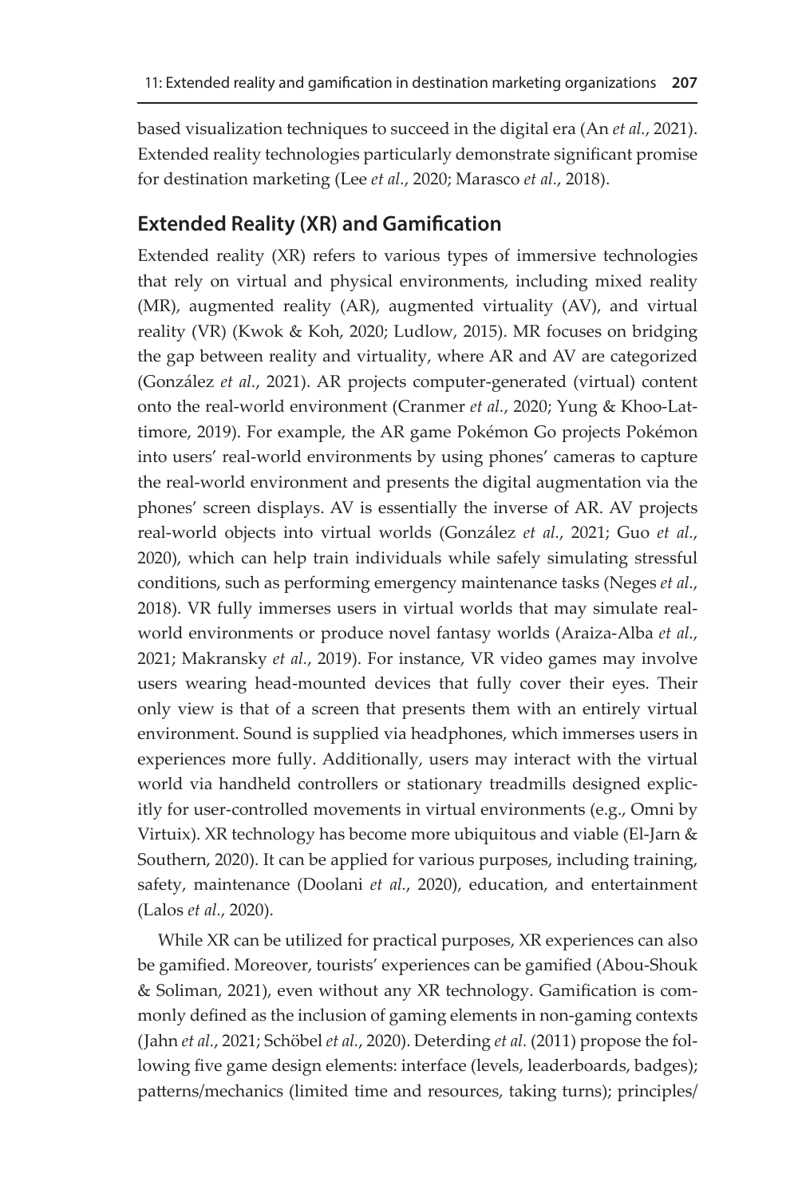based visualization techniques to succeed in the digital era (An *et al.*, 2021). Extended reality technologies particularly demonstrate significant promise for destination marketing (Lee *et al.*, 2020; Marasco *et al.*, 2018).

## Extended Reality (XR) and Gamification

Extended reality (XR) refers to various types of immersive technologies that rely on virtual and physical environments, including mixed reality (MR), augmented reality (AR), augmented virtuality (AV), and virtual reality (VR) (Kwok & Koh, 2020; Ludlow, 2015). MR focuses on bridging the gap between reality and virtuality, where AR and AV are categorized (González *et al.*, 2021). AR projects computer-generated (virtual) content onto the real-world environment (Cranmer *et al.*, 2020; Yung & Khoo-Lattimore, 2019). For example, the AR game Pokémon Go projects Pokémon into users' real-world environments by using phones' cameras to capture the real-world environment and presents the digital augmentation via the phones' screen displays. AV is essentially the inverse of AR. AV projects real-world objects into virtual worlds (González *et al.*, 2021; Guo *et al.*, 2020), which can help train individuals while safely simulating stressful conditions, such as performing emergency maintenance tasks (Neges *et al.*, 2018). VR fully immerses users in virtual worlds that may simulate real-world environments or produce novel fantasy worlds (Araiza-Alba *et al.*, 2021; Makransky *et al.*, 2019). For instance, VR video games may involve users wearing head-mounted devices that fully cover their eyes. Their only view is that of a screen that presents them with an entirely virtual environment. Sound is supplied via headphones, which immerses users in experiences more fully. Additionally, users may interact with the virtual world via handheld controllers or stationary treadmills designed explicitly for user-controlled movements in virtual environments (e.g., Omni by Virtuix). XR technology has become more ubiquitous and viable (El-Jarn & Southern, 2020). It can be applied for various purposes, including training, safety, maintenance (Doolani *et al.*, 2020), education, and entertainment (Lalos *et al.*, 2020).

While XR can be utilized for practical purposes, XR experiences can also be gamified. Moreover, tourists' experiences can be gamified (Abou-Shouk & Soliman, 2021), even without any XR technology. Gamification is commonly defined as the inclusion of gaming elements in non-gaming contexts (Jahn *et al.*, 2021; Schöbel *et al.*, 2020). Deterding *et al.* (2011) propose the following five game design elements: interface (levels, leaderboards, badges); patterns/mechanics (limited time and resources, taking turns); principles/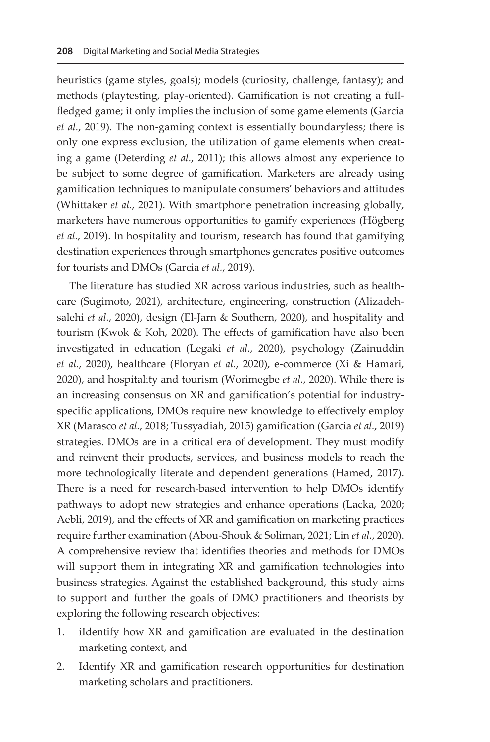heuristics (game styles, goals); models (curiosity, challenge, fantasy); and methods (playtesting, play-oriented). Gamification is not creating a full-fledged game; it only implies the inclusion of some game elements (Garcia *et al.*, 2019). The non-gaming context is essentially boundaryless; there is only one express exclusion, the utilization of game elements when creating a game (Deterding *et al.*, 2011); this allows almost any experience to be subject to some degree of gamification. Marketers are already using gamification techniques to manipulate consumers' behaviors and attitudes (Whittaker *et al.*, 2021). With smartphone penetration increasing globally, marketers have numerous opportunities to gamify experiences (Högberg *et al.*, 2019). In hospitality and tourism, research has found that gamifying destination experiences through smartphones generates positive outcomes for tourists and DMOs (Garcia *et al.*, 2019).

The literature has studied XR across various industries, such as healthcare (Sugimoto, 2021), architecture, engineering, construction (Alizadehsalehi *et al.*, 2020), design (El-Jarn & Southern, 2020), and hospitality and tourism (Kwok & Koh, 2020). The effects of gamification have also been investigated in education (Legaki *et al.*, 2020), psychology (Zainuddin *et al.*, 2020), healthcare (Floryan *et al.*, 2020), e-commerce (Xi & Hamari, 2020), and hospitality and tourism (Worimegbe *et al.*, 2020). While there is an increasing consensus on XR and gamification's potential for industry-specific applications, DMOs require new knowledge to effectively employ XR (Marasco *et al.*, 2018; Tussyadiah, 2015) gamification (Garcia *et al.*, 2019) strategies. DMOs are in a critical era of development. They must modify and reinvent their products, services, and business models to reach the more technologically literate and dependent generations (Hamed, 2017). There is a need for research-based intervention to help DMOs identify pathways to adopt new strategies and enhance operations (Lacka, 2020; Aebli, 2019), and the effects of XR and gamification on marketing practices require further examination (Abou-Shouk & Soliman, 2021; Lin *et al.*, 2020). A comprehensive review that identifies theories and methods for DMOs will support them in integrating XR and gamification technologies into business strategies. Against the established background, this study aims to support and further the goals of DMO practitioners and theorists by exploring the following research objectives:

1. iIdentify how XR and gamification are evaluated in the destination marketing context, and
2. Identify XR and gamification research opportunities for destination marketing scholars and practitioners.